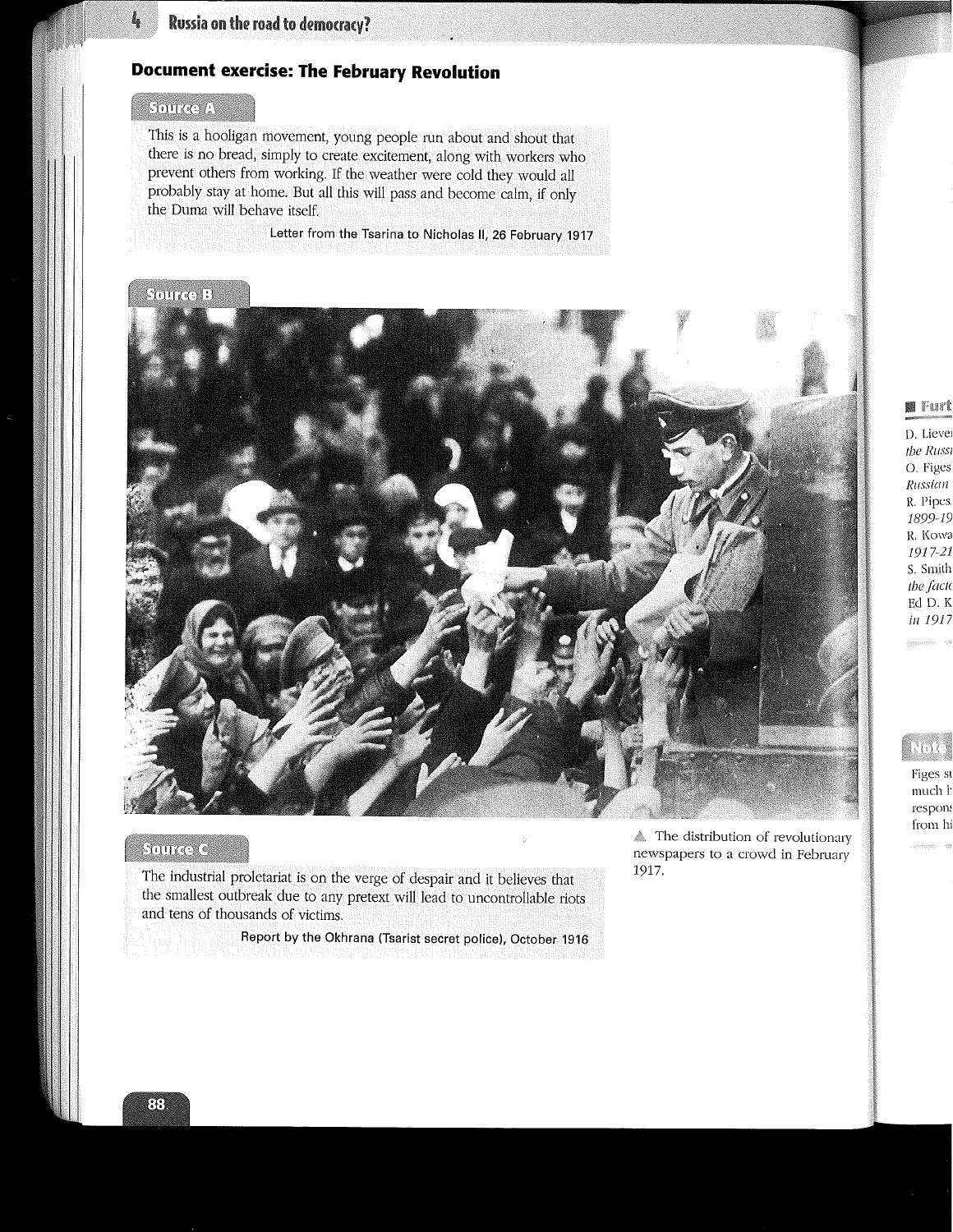## Document exercise: The February Revolution

### Source A

This is a hooligan movement, young people run about and shout that there is no bread, simply to create excitement, along with workers who prevent others from working. If the weather were cold they would all probably stay at home. But all this will pass and become calm, if only the Duma will behave itself.

Letter from the Tsarina to Nicholas II, 26 February 1917

### Source B

▲ The distribution of revolutionary newspapers to a crowd in February 1917.

### Source C

The industrial proletariat is on the verge of despair and it believes that the smallest outbreak due to any pretext will lead to uncontrollable riots and tens of thousands of victims.

Report by the Okhrana (Tsarist secret police), October 1916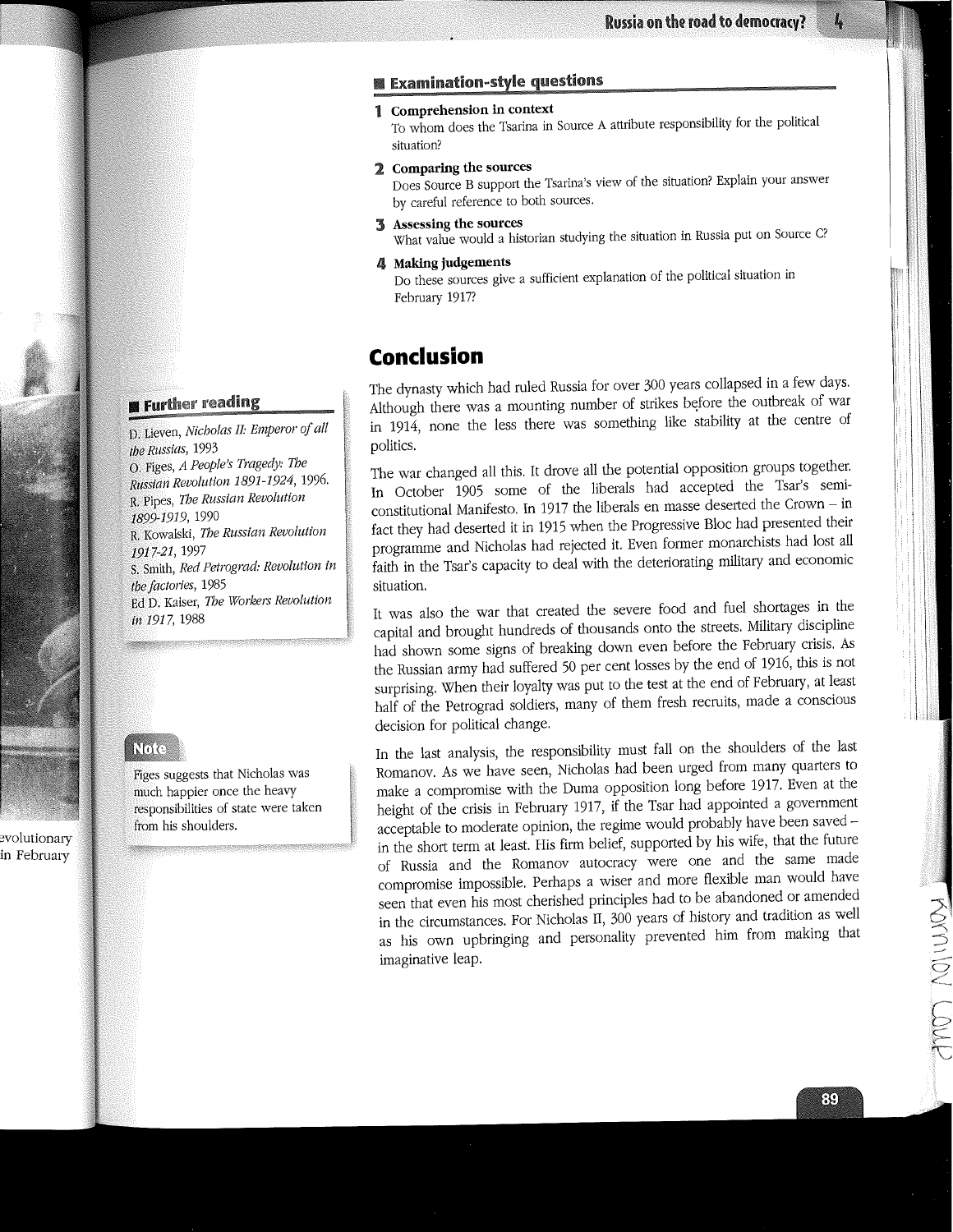## Examination-style questions

**1 Comprehension in context**
To whom does the Tsarina in Source A attribute responsibility for the political situation?

**2 Comparing the sources**
Does Source B support the Tsarina's view of the situation? Explain your answer by careful reference to both sources.

**3 Assessing the sources**
What value would a historian studying the situation in Russia put on Source C?

**4 Making judgements**
Do these sources give a sufficient explanation of the political situation in February 1917?

# Conclusion

The dynasty which had ruled Russia for over 300 years collapsed in a few days. Although there was a mounting number of strikes before the outbreak of war in 1914, none the less there was something like stability at the centre of politics.

The war changed all this. It drove all the potential opposition groups together. In October 1905 some of the liberals had accepted the Tsar's semi-constitutional Manifesto. In 1917 the liberals en masse deserted the Crown – in fact they had deserted it in 1915 when the Progressive Bloc had presented their programme and Nicholas had rejected it. Even former monarchists had lost all faith in the Tsar's capacity to deal with the deteriorating military and economic situation.

It was also the war that created the severe food and fuel shortages in the capital and brought hundreds of thousands onto the streets. Military discipline had shown some signs of breaking down even before the February crisis. As the Russian army had suffered 50 per cent losses by the end of 1916, this is not surprising. When their loyalty was put to the test at the end of February, at least half of the Petrograd soldiers, many of them fresh recruits, made a conscious decision for political change.

In the last analysis, the responsibility must fall on the shoulders of the last Romanov. As we have seen, Nicholas had been urged from many quarters to make a compromise with the Duma opposition long before 1917. Even at the height of the crisis in February 1917, if the Tsar had appointed a government acceptable to moderate opinion, the regime would probably have been saved – in the short term at least. His firm belief, supported by his wife, that the future of Russia and the Romanov autocracy were one and the same made compromise impossible. Perhaps a wiser and more flexible man would have seen that even his most cherished principles had to be abandoned or amended in the circumstances. For Nicholas II, 300 years of history and tradition as well as his own upbringing and personality prevented him from making that imaginative leap.

## Further reading

D. Lieven, *Nicholas II: Emperor of all the Russias*, 1993
O. Figes, *A People's Tragedy: The Russian Revolution 1891-1924*, 1996.
R. Pipes, *The Russian Revolution 1899-1919*, 1990
R. Kowalski, *The Russian Revolution 1917-21*, 1997
S. Smith, *Red Petrograd: Revolution in the factories*, 1985
Ed D. Kaiser, *The Workers Revolution in 1917*, 1988

**Note**

Figes suggests that Nicholas was much happier once the heavy responsibilities of state were taken from his shoulders.